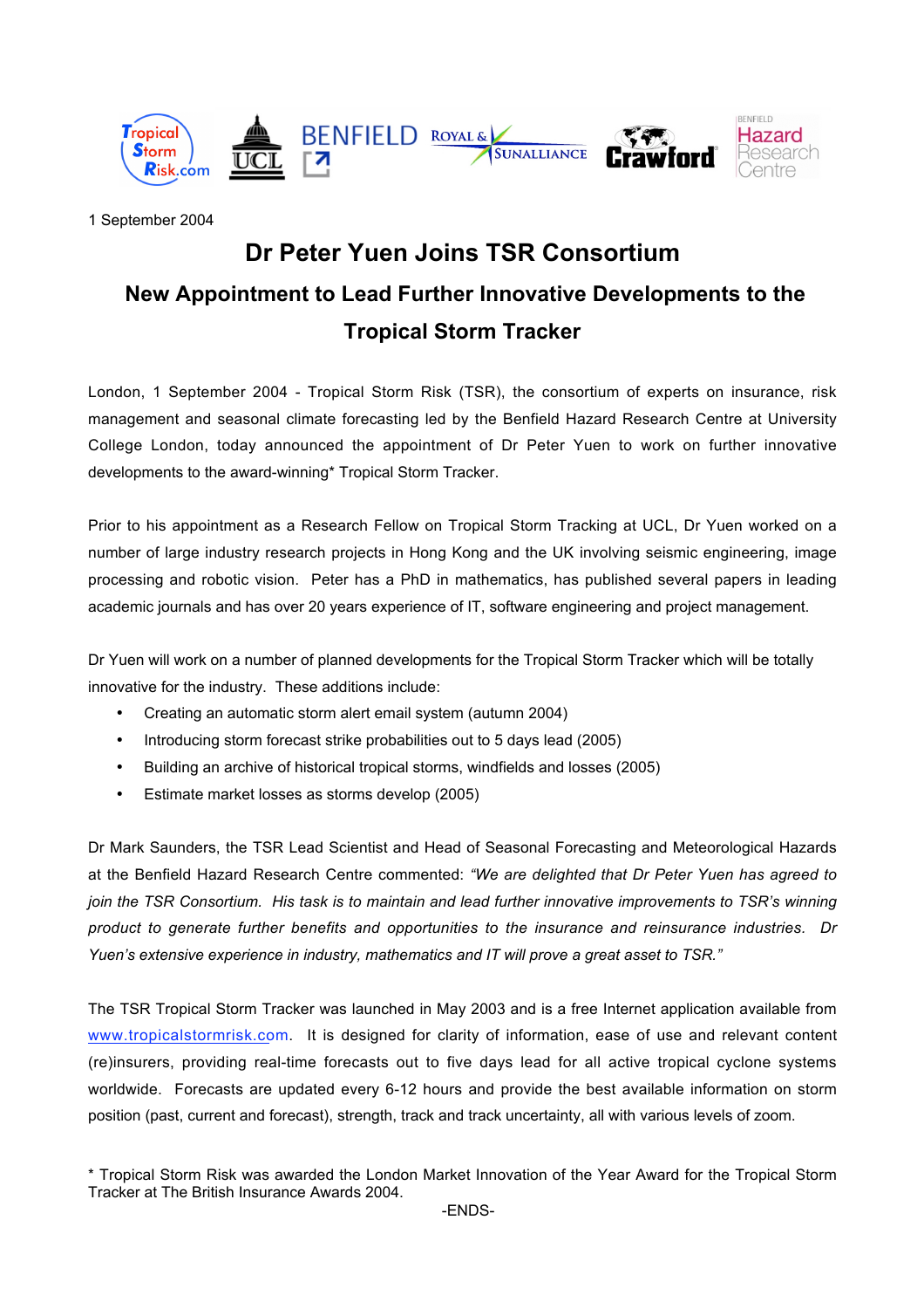1 September 2004

# Dr Peter Yuen Joins TSR Consortium

## New Appointment to Lead Further Innovative Developments to the Tropical Storm Tracker

London, 1 September 2004 - Tropical Storm Risk (TSR), the consortium of experts on insurance, risk management and seasonal climate forecasting led by the Benfield Hazard Research Centre at University College London, today announced the appointment of Dr Peter Yuen to work on further innovative developments to the award-winning* Tropical Storm Tracker.

Prior to his appointment as a Research Fellow on Tropical Storm Tracking at UCL, Dr Yuen worked on a number of large industry research projects in Hong Kong and the UK involving seismic engineering, image processing and robotic vision. Peter has a PhD in mathematics, has published several papers in leading academic journals and has over 20 years experience of IT, software engineering and project management.

Dr Yuen will work on a number of planned developments for the Tropical Storm Tracker which will be totally innovative for the industry. These additions include:

- Creating an automatic storm alert email system (autumn 2004)
- Introducing storm forecast strike probabilities out to 5 days lead (2005)
- Building an archive of historical tropical storms, windfields and losses (2005)
- Estimate market losses as storms develop (2005)

Dr Mark Saunders, the TSR Lead Scientist and Head of Seasonal Forecasting and Meteorological Hazards at the Benfield Hazard Research Centre commented: *"We are delighted that Dr Peter Yuen has agreed to join the TSR Consortium. His task is to maintain and lead further innovative improvements to TSR's winning product to generate further benefits and opportunities to the insurance and reinsurance industries. Dr Yuen's extensive experience in industry, mathematics and IT will prove a great asset to TSR."*

The TSR Tropical Storm Tracker was launched in May 2003 and is a free Internet application available from www.tropicalstormrisk.com. It is designed for clarity of information, ease of use and relevant content (re)insurers, providing real-time forecasts out to five days lead for all active tropical cyclone systems worldwide. Forecasts are updated every 6-12 hours and provide the best available information on storm position (past, current and forecast), strength, track and track uncertainty, all with various levels of zoom.

* Tropical Storm Risk was awarded the London Market Innovation of the Year Award for the Tropical Storm Tracker at The British Insurance Awards 2004.

-ENDS-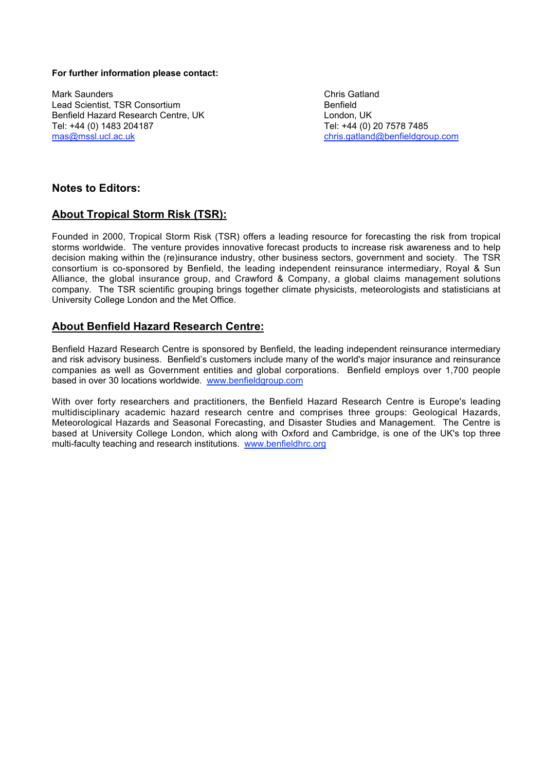**For further information please contact:**

Mark Saunders
Lead Scientist, TSR Consortium
Benfield Hazard Research Centre, UK
Tel: +44 (0) 1483 204187
mas@mssl.ucl.ac.uk

Chris Gatland
Benfield
London, UK
Tel: +44 (0) 20 7578 7485
chris.gatland@benfieldgroup.com

## Notes to Editors:

## About Tropical Storm Risk (TSR):

Founded in 2000, Tropical Storm Risk (TSR) offers a leading resource for forecasting the risk from tropical storms worldwide. The venture provides innovative forecast products to increase risk awareness and to help decision making within the (re)insurance industry, other business sectors, government and society. The TSR consortium is co-sponsored by Benfield, the leading independent reinsurance intermediary, Royal & Sun Alliance, the global insurance group, and Crawford & Company, a global claims management solutions company. The TSR scientific grouping brings together climate physicists, meteorologists and statisticians at University College London and the Met Office.

## About Benfield Hazard Research Centre:

Benfield Hazard Research Centre is sponsored by Benfield, the leading independent reinsurance intermediary and risk advisory business. Benfield's customers include many of the world's major insurance and reinsurance companies as well as Government entities and global corporations. Benfield employs over 1,700 people based in over 30 locations worldwide. www.benfieldgroup.com

With over forty researchers and practitioners, the Benfield Hazard Research Centre is Europe's leading multidisciplinary academic hazard research centre and comprises three groups: Geological Hazards, Meteorological Hazards and Seasonal Forecasting, and Disaster Studies and Management. The Centre is based at University College London, which along with Oxford and Cambridge, is one of the UK's top three multi-faculty teaching and research institutions. www.benfieldhrc.org